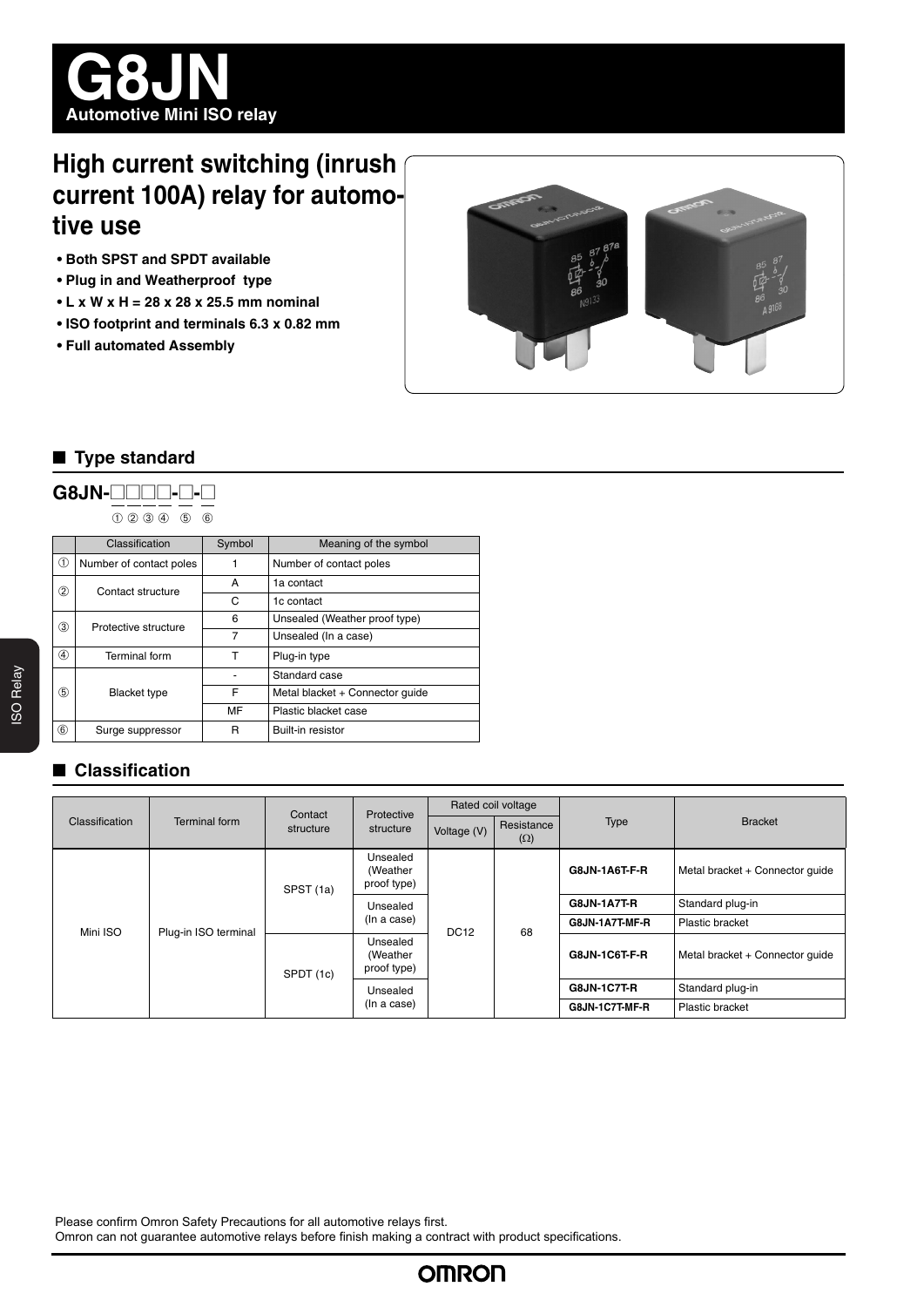# G8JN

**Automotive Mini ISO relay**

## High current switching (inrush current 100A) relay for automotive use

- **Both SPST and SPDT available**
- **Plug in and Weatherproof type**
- **L x W x H = 28 x 28 x 25.5 mm nominal**
- **ISO footprint and terminals 6.3 x 0.82 mm**
- **Full automated Assembly**

## ■ Type standard

**G8JN-□□□□-□-□**

① ② ③ ④ ⑤ ⑥

| | Classification | Symbol | Meaning of the symbol |
|---|---|---|---|
| ① | Number of contact poles | 1 | Number of contact poles |
| ② | Contact structure | A | 1a contact |
| | | C | 1c contact |
| ③ | Protective structure | 6 | Unsealed (Weather proof type) |
| | | 7 | Unsealed (In a case) |
| ④ | Terminal form | T | Plug-in type |
| ⑤ | Blacket type | - | Standard case |
| | | F | Metal blacket + Connector guide |
| | | MF | Plastic blacket case |
| ⑥ | Surge suppressor | R | Built-in resistor |

## ■ Classification

| Classification | Terminal form | Contact structure | Protective structure | Rated coil voltage | | Type | Bracket |
|---|---|---|---|---|---|---|---|
| | | | | Voltage (V) | Resistance (Ω) | | |
| Mini ISO | Plug-in ISO terminal | SPST (1a) | Unsealed (Weather proof type) | DC12 | 68 | **G8JN-1A6T-F-R** | Metal bracket + Connector guide |
| | | | Unsealed (In a case) | | | **G8JN-1A7T-R** | Standard plug-in |
| | | | | | | **G8JN-1A7T-MF-R** | Plastic bracket |
| | | SPDT (1c) | Unsealed (Weather proof type) | | | **G8JN-1C6T-F-R** | Metal bracket + Connector guide |
| | | | Unsealed (In a case) | | | **G8JN-1C7T-R** | Standard plug-in |
| | | | | | | **G8JN-1C7T-MF-R** | Plastic bracket |

Please confirm Omron Safety Precautions for all automotive relays first.
Omron can not guarantee automotive relays before finish making a contract with product specifications.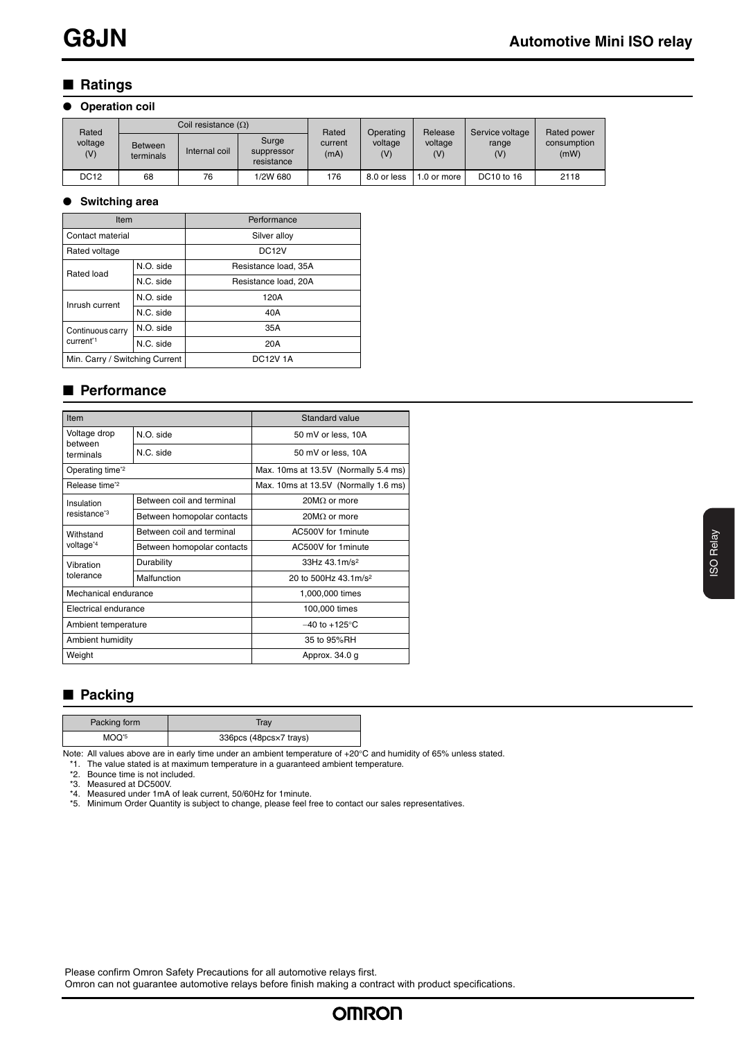## ■ Ratings

### ● Operation coil

| Rated voltage (V) | Coil resistance (Ω) | | | Rated current (mA) | Operating voltage (V) | Release voltage (V) | Service voltage range (V) | Rated power consumption (mW) |
|---|---|---|---|---|---|---|---|---|
| | Between terminals | Internal coil | Surge suppressor resistance | | | | | |
| DC12 | 68 | 76 | 1/2W 680 | 176 | 8.0 or less | 1.0 or more | DC10 to 16 | 2118 |

### ● Switching area

| Item | | Performance |
|---|---|---|
| Contact material | | Silver alloy |
| Rated voltage | | DC12V |
| Rated load | N.O. side | Resistance load, 35A |
| | N.C. side | Resistance load, 20A |
| Inrush current | N.O. side | 120A |
| | N.C. side | 40A |
| Continuous carry current*1 | N.O. side | 35A |
| | N.C. side | 20A |
| Min. Carry / Switching Current | | DC12V 1A |

## ■ Performance

| Item | | Standard value |
|---|---|---|
| Voltage drop between terminals | N.O. side | 50 mV or less, 10A |
| | N.C. side | 50 mV or less, 10A |
| Operating time*2 | | Max. 10ms at 13.5V (Normally 5.4 ms) |
| Release time*2 | | Max. 10ms at 13.5V (Normally 1.6 ms) |
| Insulation resistance*3 | Between coil and terminal | 20MΩ or more |
| | Between homopolar contacts | 20MΩ or more |
| Withstand voltage*4 | Between coil and terminal | AC500V for 1minute |
| | Between homopolar contacts | AC500V for 1minute |
| Vibration tolerance | Durability | 33Hz 43.1m/s² |
| | Malfunction | 20 to 500Hz 43.1m/s² |
| Mechanical endurance | | 1,000,000 times |
| Electrical endurance | | 100,000 times |
| Ambient temperature | | −40 to +125°C |
| Ambient humidity | | 35 to 95%RH |
| Weight | | Approx. 34.0 g |

## ■ Packing

| Packing form | Tray |
|---|---|
| MOQ*5 | 336pcs (48pcs×7 trays) |

Note: All values above are in early time under an ambient temperature of +20°C and humidity of 65% unless stated.

*1. The value stated is at maximum temperature in a guaranteed ambient temperature.
*2. Bounce time is not included.
*3. Measured at DC500V.
*4. Measured under 1mA of leak current, 50/60Hz for 1minute.
*5. Minimum Order Quantity is subject to change, please feel free to contact our sales representatives.

Please confirm Omron Safety Precautions for all automotive relays first.
Omron can not guarantee automotive relays before finish making a contract with product specifications.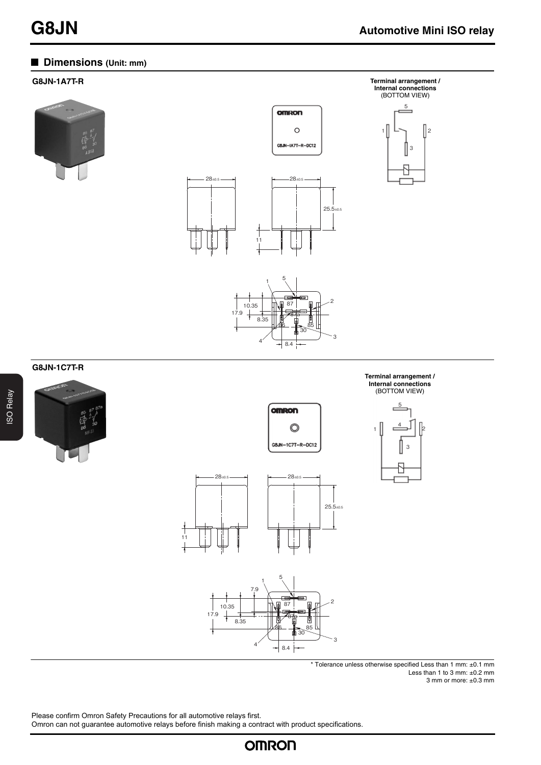## Dimensions (Unit: mm)

### G8JN-1A7T-R

Terminal arrangement / Internal connections (BOTTOM VIEW)

### G8JN-1C7T-R

Terminal arrangement / Internal connections (BOTTOM VIEW)

\* Tolerance unless otherwise specified Less than 1 mm: ±0.1 mm
Less than 1 to 3 mm: ±0.2 mm
3 mm or more: ±0.3 mm

Please confirm Omron Safety Precautions for all automotive relays first.
Omron can not guarantee automotive relays before finish making a contract with product specifications.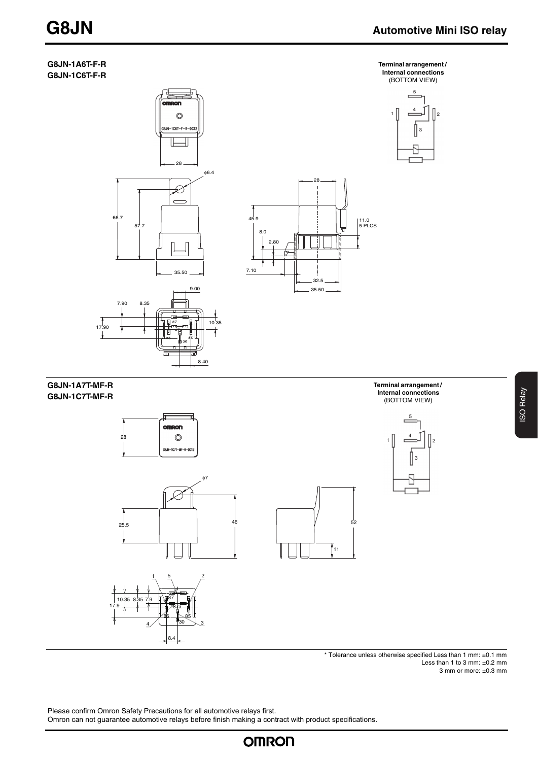# G8JN

## Automotive Mini ISO relay

### G8JN-1A6T-F-R
### G8JN-1C6T-F-R

**Terminal arrangement / Internal connections**
(BOTTOM VIEW)

5
4
1
2
3

28
φ6.4
66.7
57.7
35.50
28
45.9
8.0
2.80
7.10
32.5
35.50
11.0
5 PLCS
9.00
7.90
8.35
17.90
10.35
8.40

### G8JN-1A7T-MF-R
### G8JN-1C7T-MF-R

**Terminal arrangement / Internal connections**
(BOTTOM VIEW)

5
4
1
2
3

28
φ7
25.5
46
52
11
1
5
2
10.35
8.35
7.9
17.9
4
3
8.4

\* Tolerance unless otherwise specified Less than 1 mm: ±0.1 mm
Less than 1 to 3 mm: ±0.2 mm
3 mm or more: ±0.3 mm

Please confirm Omron Safety Precautions for all automotive relays first.
Omron can not guarantee automotive relays before finish making a contract with product specifications.